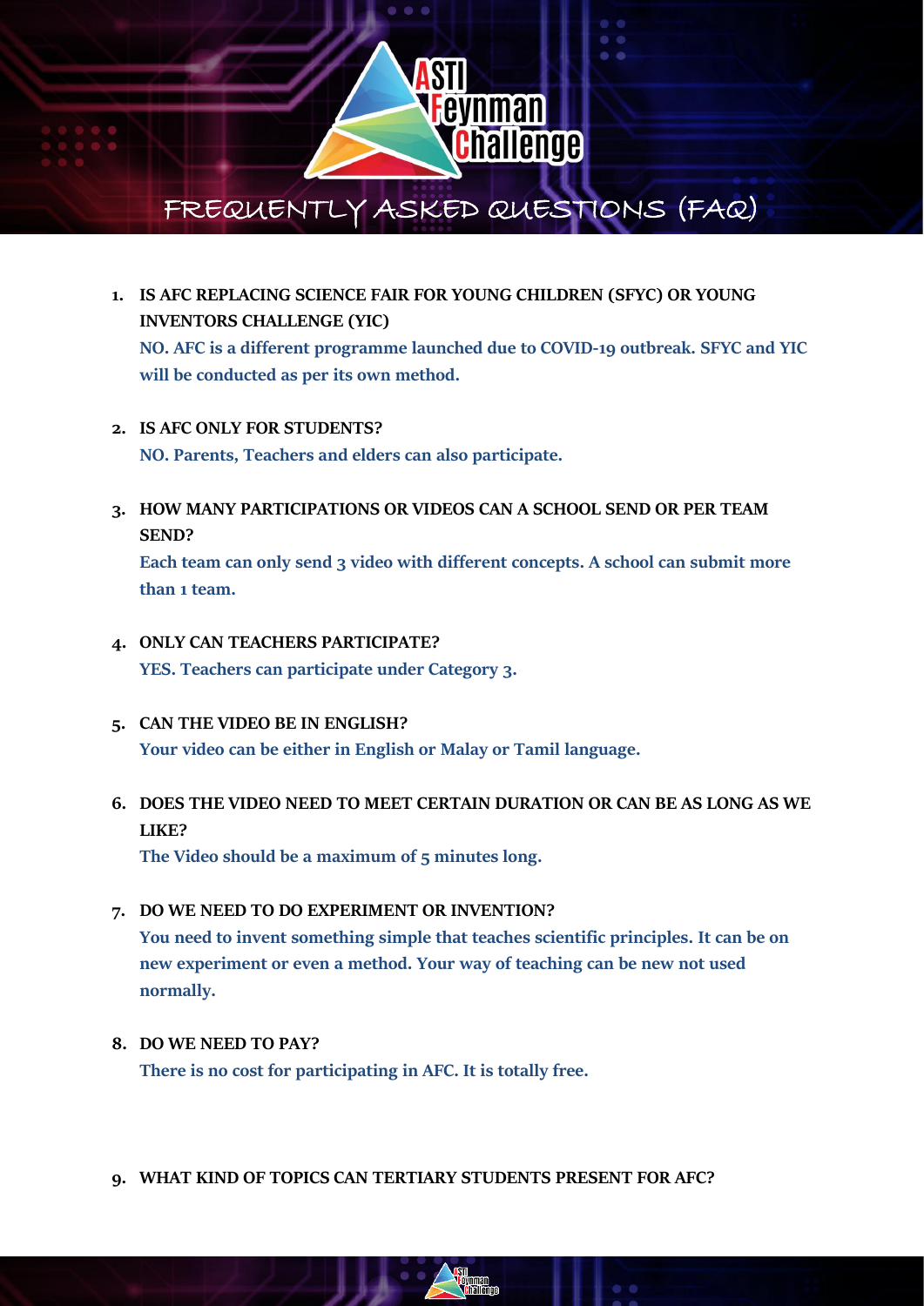# FREQUENTLY ASKED QUESTIONS (FAQ)

1. **IS AFC REPLACING SCIENCE FAIR FOR YOUNG CHILDREN (SFYC) OR YOUNG INVENTORS CHALLENGE (YIC)**
   **NO. AFC is a different programme launched due to COVID-19 outbreak. SFYC and YIC will be conducted as per its own method.**

2. **IS AFC ONLY FOR STUDENTS?**
   **NO. Parents, Teachers and elders can also participate.**

3. **HOW MANY PARTICIPATIONS OR VIDEOS CAN A SCHOOL SEND OR PER TEAM SEND?**
   **Each team can only send 3 video with different concepts. A school can submit more than 1 team.**

4. **ONLY CAN TEACHERS PARTICIPATE?**
   **YES. Teachers can participate under Category 3.**

5. **CAN THE VIDEO BE IN ENGLISH?**
   **Your video can be either in English or Malay or Tamil language.**

6. **DOES THE VIDEO NEED TO MEET CERTAIN DURATION OR CAN BE AS LONG AS WE LIKE?**
   **The Video should be a maximum of 5 minutes long.**

7. **DO WE NEED TO DO EXPERIMENT OR INVENTION?**
   **You need to invent something simple that teaches scientific principles. It can be on new experiment or even a method. Your way of teaching can be new not used normally.**

8. **DO WE NEED TO PAY?**
   **There is no cost for participating in AFC. It is totally free.**

9. **WHAT KIND OF TOPICS CAN TERTIARY STUDENTS PRESENT FOR AFC?**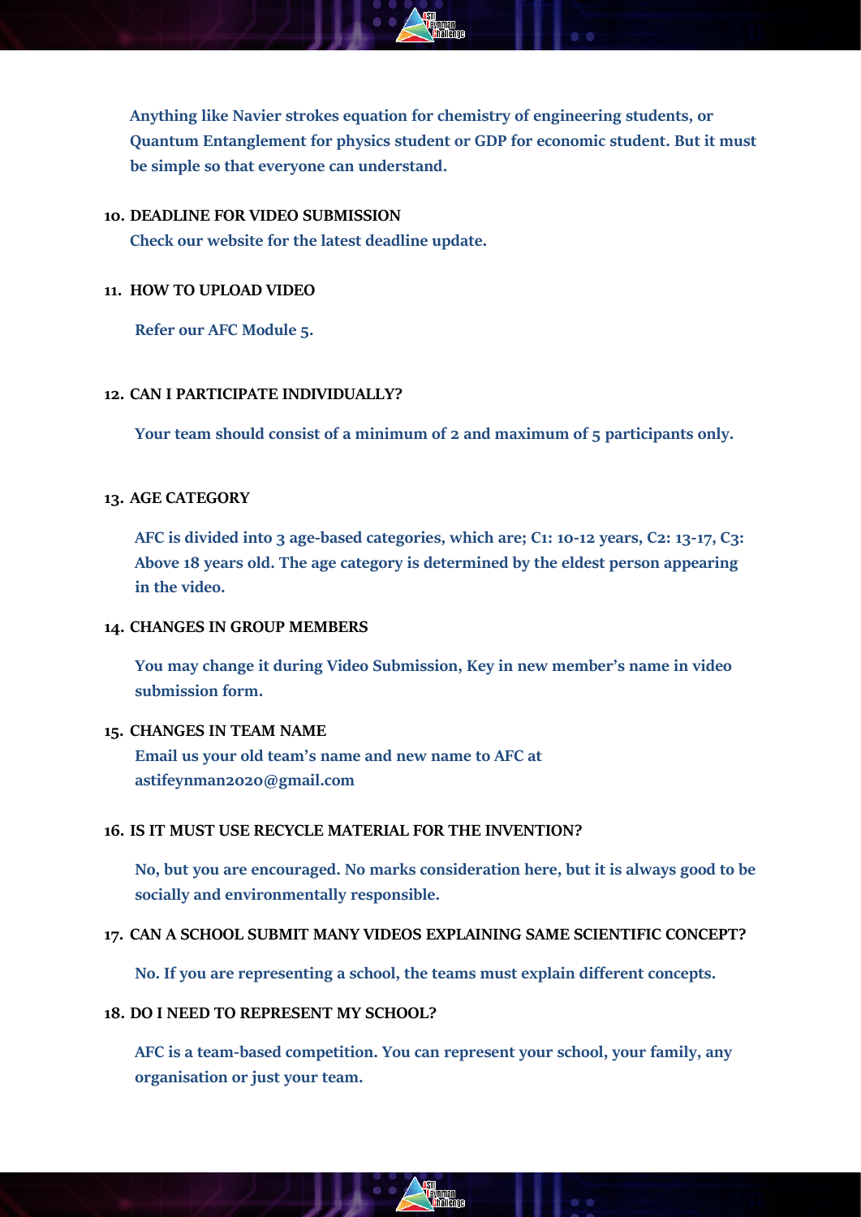**Anything like Navier strokes equation for chemistry of engineering students, or Quantum Entanglement for physics student or GDP for economic student. But it must be simple so that everyone can understand.**

10. **DEADLINE FOR VIDEO SUBMISSION**

    **Check our website for the latest deadline update.**

11. **HOW TO UPLOAD VIDEO**

    **Refer our AFC Module 5.**

12. **CAN I PARTICIPATE INDIVIDUALLY?**

    **Your team should consist of a minimum of 2 and maximum of 5 participants only.**

13. **AGE CATEGORY**

    **AFC is divided into 3 age-based categories, which are; C1: 10-12 years, C2: 13-17, C3: Above 18 years old. The age category is determined by the eldest person appearing in the video.**

14. **CHANGES IN GROUP MEMBERS**

    **You may change it during Video Submission, Key in new member's name in video submission form.**

15. **CHANGES IN TEAM NAME**

    **Email us your old team's name and new name to AFC at astifeynman2020@gmail.com**

16. **IS IT MUST USE RECYCLE MATERIAL FOR THE INVENTION?**

    **No, but you are encouraged. No marks consideration here, but it is always good to be socially and environmentally responsible.**

17. **CAN A SCHOOL SUBMIT MANY VIDEOS EXPLAINING SAME SCIENTIFIC CONCEPT?**

    **No. If you are representing a school, the teams must explain different concepts.**

18. **DO I NEED TO REPRESENT MY SCHOOL?**

    **AFC is a team-based competition. You can represent your school, your family, any organisation or just your team.**